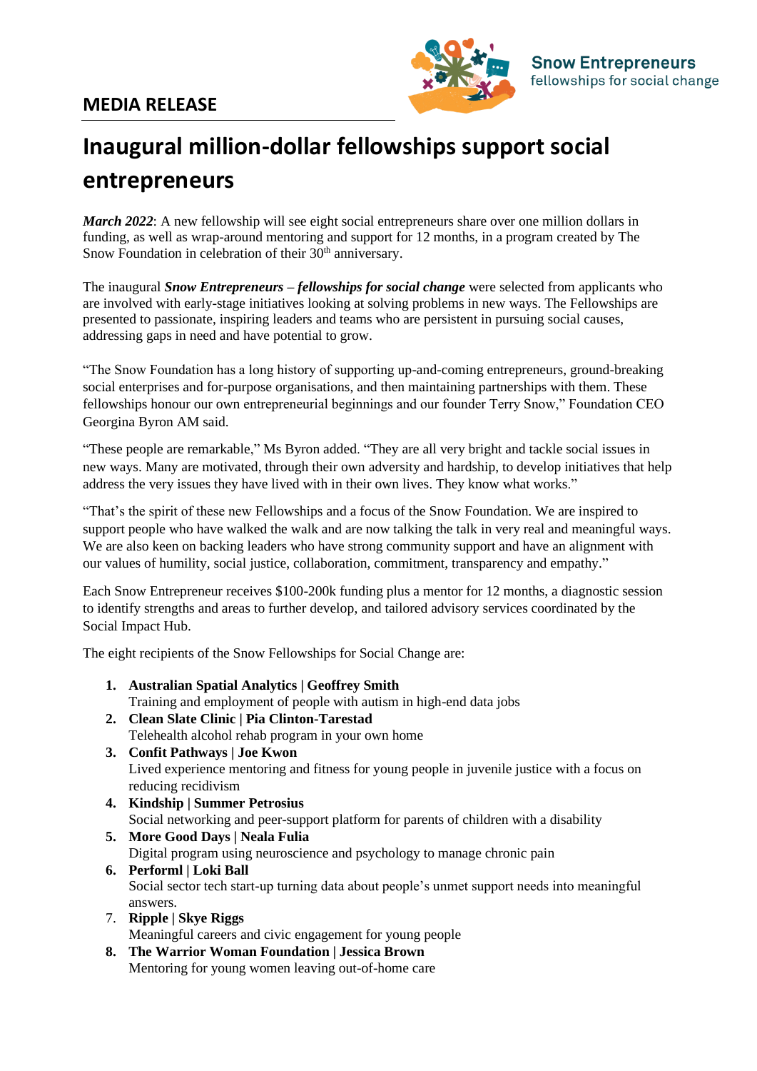**MEDIA RELEASE**

Snow Entrepreneurs
fellowships for social change

# Inaugural million-dollar fellowships support social entrepreneurs

***March 2022***: A new fellowship will see eight social entrepreneurs share over one million dollars in funding, as well as wrap-around mentoring and support for 12 months, in a program created by The Snow Foundation in celebration of their 30th anniversary.

The inaugural ***Snow Entrepreneurs – fellowships for social change*** were selected from applicants who are involved with early-stage initiatives looking at solving problems in new ways. The Fellowships are presented to passionate, inspiring leaders and teams who are persistent in pursuing social causes, addressing gaps in need and have potential to grow.

"The Snow Foundation has a long history of supporting up-and-coming entrepreneurs, ground-breaking social enterprises and for-purpose organisations, and then maintaining partnerships with them. These fellowships honour our own entrepreneurial beginnings and our founder Terry Snow," Foundation CEO Georgina Byron AM said.

"These people are remarkable," Ms Byron added. "They are all very bright and tackle social issues in new ways. Many are motivated, through their own adversity and hardship, to develop initiatives that help address the very issues they have lived with in their own lives. They know what works."

"That's the spirit of these new Fellowships and a focus of the Snow Foundation. We are inspired to support people who have walked the walk and are now talking the talk in very real and meaningful ways. We are also keen on backing leaders who have strong community support and have an alignment with our values of humility, social justice, collaboration, commitment, transparency and empathy."

Each Snow Entrepreneur receives $100-200k funding plus a mentor for 12 months, a diagnostic session to identify strengths and areas to further develop, and tailored advisory services coordinated by the Social Impact Hub.

The eight recipients of the Snow Fellowships for Social Change are:

1. **Australian Spatial Analytics | Geoffrey Smith**
   Training and employment of people with autism in high-end data jobs
2. **Clean Slate Clinic | Pia Clinton-Tarestad**
   Telehealth alcohol rehab program in your own home
3. **Confit Pathways | Joe Kwon**
   Lived experience mentoring and fitness for young people in juvenile justice with a focus on reducing recidivism
4. **Kindship | Summer Petrosius**
   Social networking and peer-support platform for parents of children with a disability
5. **More Good Days | Neala Fulia**
   Digital program using neuroscience and psychology to manage chronic pain
6. **Performl | Loki Ball**
   Social sector tech start-up turning data about people's unmet support needs into meaningful answers.
7. **Ripple | Skye Riggs**
   Meaningful careers and civic engagement for young people
8. **The Warrior Woman Foundation | Jessica Brown**
   Mentoring for young women leaving out-of-home care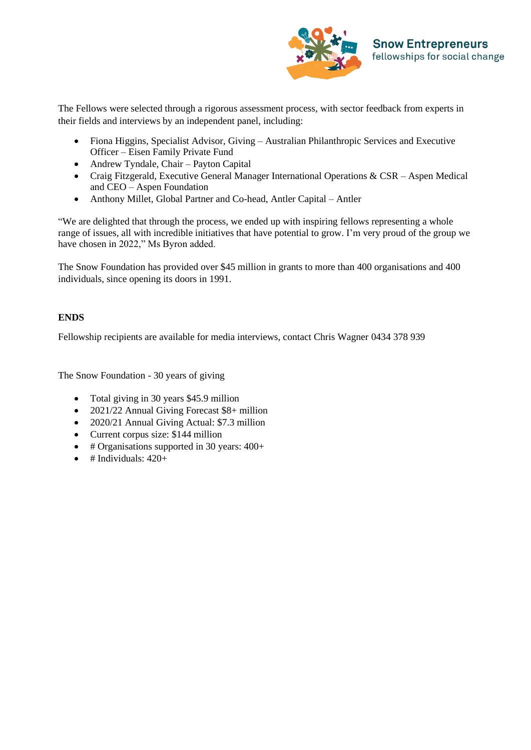The Fellows were selected through a rigorous assessment process, with sector feedback from experts in their fields and interviews by an independent panel, including:

- Fiona Higgins, Specialist Advisor, Giving – Australian Philanthropic Services and Executive Officer – Eisen Family Private Fund
- Andrew Tyndale, Chair – Payton Capital
- Craig Fitzgerald, Executive General Manager International Operations & CSR – Aspen Medical and CEO – Aspen Foundation
- Anthony Millet, Global Partner and Co-head, Antler Capital – Antler

"We are delighted that through the process, we ended up with inspiring fellows representing a whole range of issues, all with incredible initiatives that have potential to grow. I'm very proud of the group we have chosen in 2022," Ms Byron added.

The Snow Foundation has provided over $45 million in grants to more than 400 organisations and 400 individuals, since opening its doors in 1991.

**ENDS**

Fellowship recipients are available for media interviews, contact Chris Wagner 0434 378 939

The Snow Foundation - 30 years of giving

- Total giving in 30 years $45.9 million
- 2021/22 Annual Giving Forecast $8+ million
- 2020/21 Annual Giving Actual: $7.3 million
- Current corpus size: $144 million
- # Organisations supported in 30 years: 400+
- # Individuals: 420+